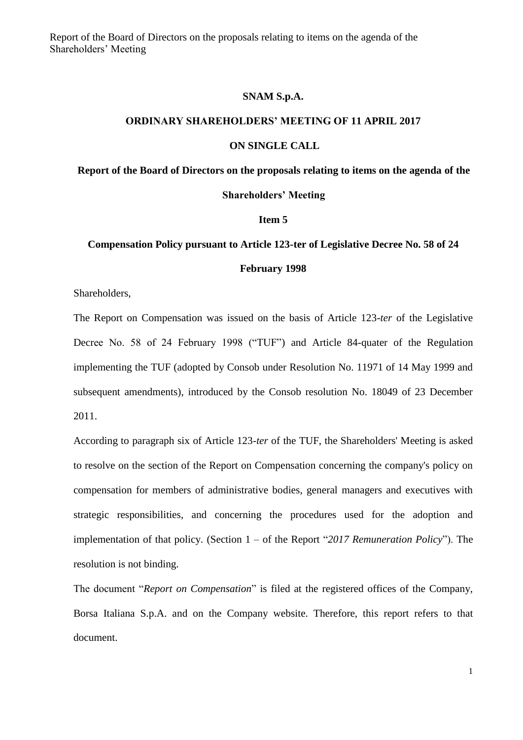# SNAM S.p.A.

## ORDINARY SHAREHOLDERS' MEETING OF 11 APRIL 2017

## ON SINGLE CALL

### Report of the Board of Directors on the proposals relating to items on the agenda of the Shareholders' Meeting

### Item 5

### Compensation Policy pursuant to Article 123-ter of Legislative Decree No. 58 of 24 February 1998

Shareholders,

The Report on Compensation was issued on the basis of Article 123-*ter* of the Legislative Decree No. 58 of 24 February 1998 ("TUF") and Article 84-quater of the Regulation implementing the TUF (adopted by Consob under Resolution No. 11971 of 14 May 1999 and subsequent amendments), introduced by the Consob resolution No. 18049 of 23 December 2011.

According to paragraph six of Article 123-*ter* of the TUF, the Shareholders' Meeting is asked to resolve on the section of the Report on Compensation concerning the company's policy on compensation for members of administrative bodies, general managers and executives with strategic responsibilities, and concerning the procedures used for the adoption and implementation of that policy. (Section 1 – of the Report "*2017 Remuneration Policy*"). The resolution is not binding.

The document "*Report on Compensation*" is filed at the registered offices of the Company, Borsa Italiana S.p.A. and on the Company website. Therefore, this report refers to that document.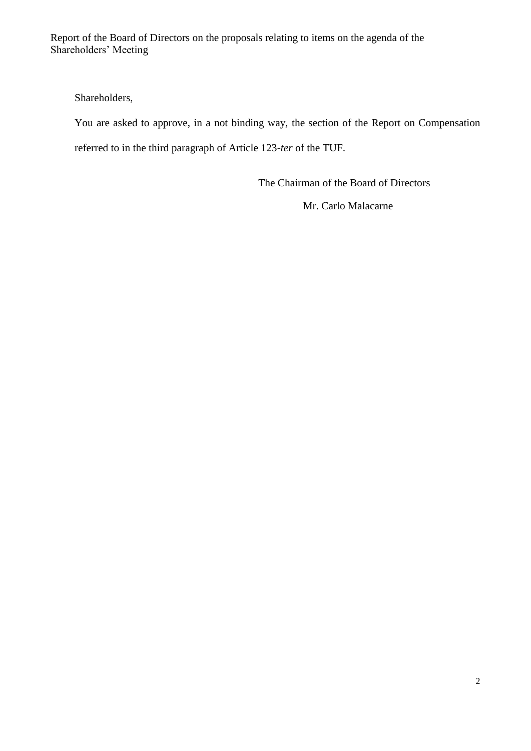Shareholders,

You are asked to approve, in a not binding way, the section of the Report on Compensation referred to in the third paragraph of Article 123-*ter* of the TUF.

The Chairman of the Board of Directors

Mr. Carlo Malacarne